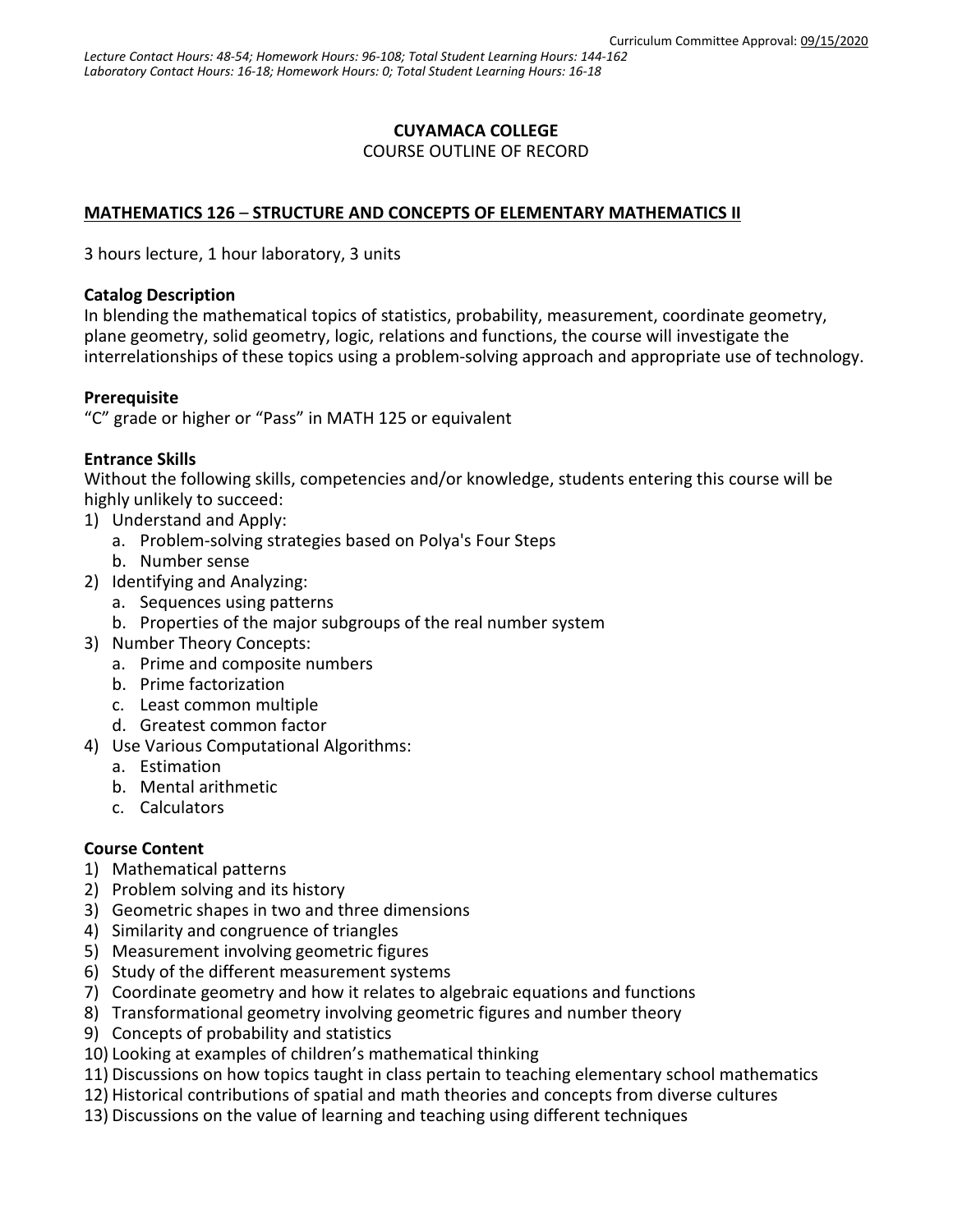Curriculum Committee Approval: 09/15/2020

*Lecture Contact Hours: 48-54; Homework Hours: 96-108; Total Student Learning Hours: 144-162*
*Laboratory Contact Hours: 16-18; Homework Hours: 0; Total Student Learning Hours: 16-18*

**CUYAMACA COLLEGE**
COURSE OUTLINE OF RECORD

**MATHEMATICS 126 – STRUCTURE AND CONCEPTS OF ELEMENTARY MATHEMATICS II**

3 hours lecture, 1 hour laboratory, 3 units

**Catalog Description**
In blending the mathematical topics of statistics, probability, measurement, coordinate geometry, plane geometry, solid geometry, logic, relations and functions, the course will investigate the interrelationships of these topics using a problem-solving approach and appropriate use of technology.

**Prerequisite**
"C" grade or higher or "Pass" in MATH 125 or equivalent

**Entrance Skills**
Without the following skills, competencies and/or knowledge, students entering this course will be highly unlikely to succeed:

1) Understand and Apply:
   a. Problem-solving strategies based on Polya's Four Steps
   b. Number sense
2) Identifying and Analyzing:
   a. Sequences using patterns
   b. Properties of the major subgroups of the real number system
3) Number Theory Concepts:
   a. Prime and composite numbers
   b. Prime factorization
   c. Least common multiple
   d. Greatest common factor
4) Use Various Computational Algorithms:
   a. Estimation
   b. Mental arithmetic
   c. Calculators

**Course Content**

1) Mathematical patterns
2) Problem solving and its history
3) Geometric shapes in two and three dimensions
4) Similarity and congruence of triangles
5) Measurement involving geometric figures
6) Study of the different measurement systems
7) Coordinate geometry and how it relates to algebraic equations and functions
8) Transformational geometry involving geometric figures and number theory
9) Concepts of probability and statistics
10) Looking at examples of children's mathematical thinking
11) Discussions on how topics taught in class pertain to teaching elementary school mathematics
12) Historical contributions of spatial and math theories and concepts from diverse cultures
13) Discussions on the value of learning and teaching using different techniques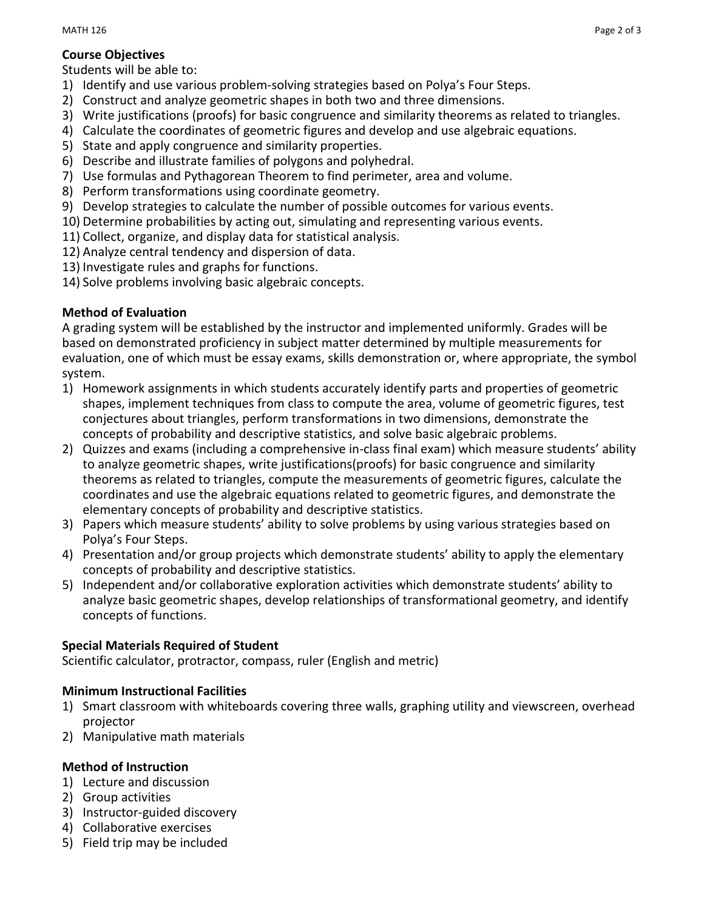**Course Objectives**

Students will be able to:

1) Identify and use various problem-solving strategies based on Polya's Four Steps.
2) Construct and analyze geometric shapes in both two and three dimensions.
3) Write justifications (proofs) for basic congruence and similarity theorems as related to triangles.
4) Calculate the coordinates of geometric figures and develop and use algebraic equations.
5) State and apply congruence and similarity properties.
6) Describe and illustrate families of polygons and polyhedral.
7) Use formulas and Pythagorean Theorem to find perimeter, area and volume.
8) Perform transformations using coordinate geometry.
9) Develop strategies to calculate the number of possible outcomes for various events.
10) Determine probabilities by acting out, simulating and representing various events.
11) Collect, organize, and display data for statistical analysis.
12) Analyze central tendency and dispersion of data.
13) Investigate rules and graphs for functions.
14) Solve problems involving basic algebraic concepts.

**Method of Evaluation**

A grading system will be established by the instructor and implemented uniformly. Grades will be based on demonstrated proficiency in subject matter determined by multiple measurements for evaluation, one of which must be essay exams, skills demonstration or, where appropriate, the symbol system.

1) Homework assignments in which students accurately identify parts and properties of geometric shapes, implement techniques from class to compute the area, volume of geometric figures, test conjectures about triangles, perform transformations in two dimensions, demonstrate the concepts of probability and descriptive statistics, and solve basic algebraic problems.
2) Quizzes and exams (including a comprehensive in-class final exam) which measure students' ability to analyze geometric shapes, write justifications(proofs) for basic congruence and similarity theorems as related to triangles, compute the measurements of geometric figures, calculate the coordinates and use the algebraic equations related to geometric figures, and demonstrate the elementary concepts of probability and descriptive statistics.
3) Papers which measure students' ability to solve problems by using various strategies based on Polya's Four Steps.
4) Presentation and/or group projects which demonstrate students' ability to apply the elementary concepts of probability and descriptive statistics.
5) Independent and/or collaborative exploration activities which demonstrate students' ability to analyze basic geometric shapes, develop relationships of transformational geometry, and identify concepts of functions.

**Special Materials Required of Student**

Scientific calculator, protractor, compass, ruler (English and metric)

**Minimum Instructional Facilities**

1) Smart classroom with whiteboards covering three walls, graphing utility and viewscreen, overhead projector
2) Manipulative math materials

**Method of Instruction**

1) Lecture and discussion
2) Group activities
3) Instructor-guided discovery
4) Collaborative exercises
5) Field trip may be included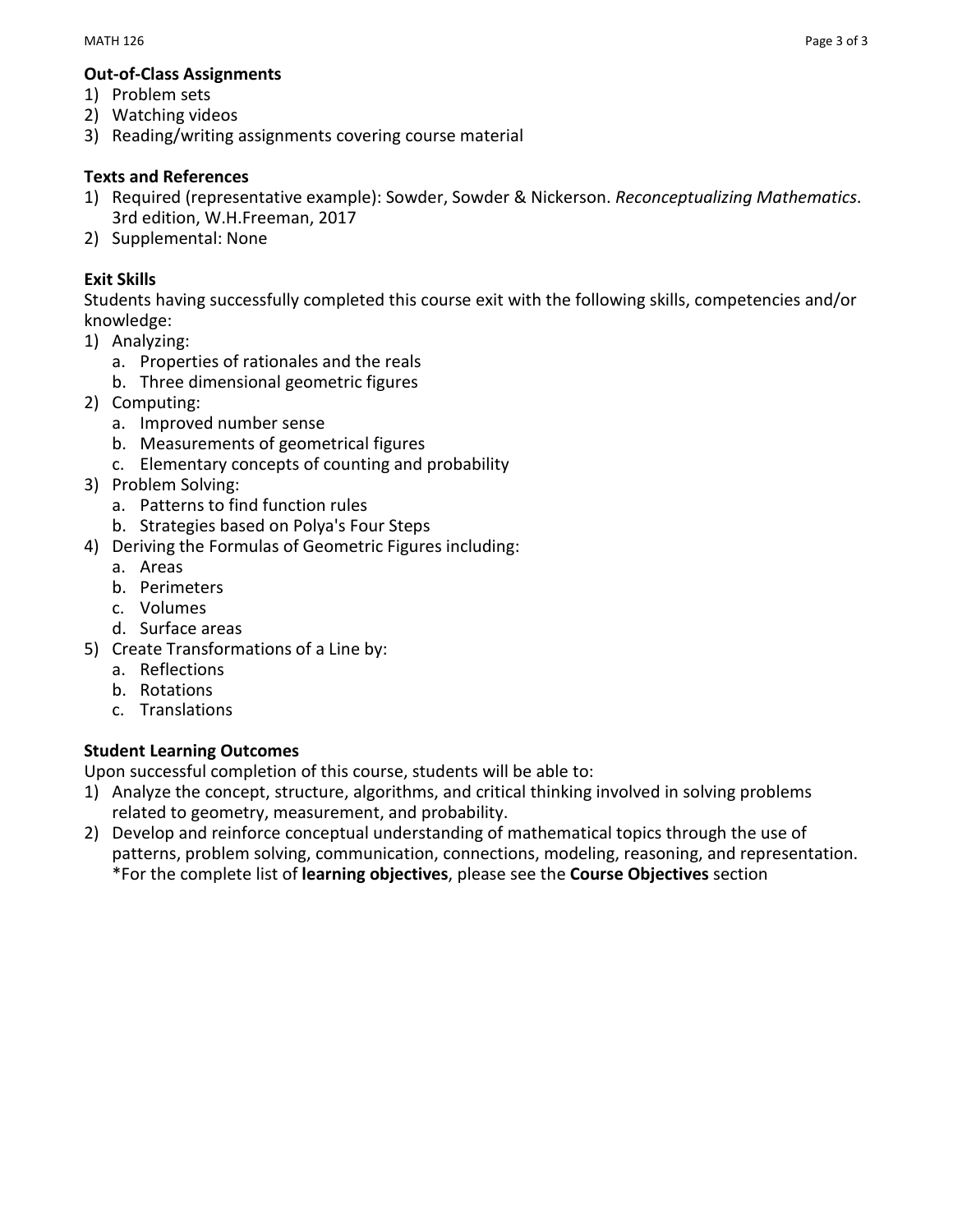**Out-of-Class Assignments**

1) Problem sets
2) Watching videos
3) Reading/writing assignments covering course material

**Texts and References**

1) Required (representative example): Sowder, Sowder & Nickerson. *Reconceptualizing Mathematics*. 3rd edition, W.H.Freeman, 2017
2) Supplemental: None

**Exit Skills**

Students having successfully completed this course exit with the following skills, competencies and/or knowledge:

1) Analyzing:
   a. Properties of rationales and the reals
   b. Three dimensional geometric figures
2) Computing:
   a. Improved number sense
   b. Measurements of geometrical figures
   c. Elementary concepts of counting and probability
3) Problem Solving:
   a. Patterns to find function rules
   b. Strategies based on Polya's Four Steps
4) Deriving the Formulas of Geometric Figures including:
   a. Areas
   b. Perimeters
   c. Volumes
   d. Surface areas
5) Create Transformations of a Line by:
   a. Reflections
   b. Rotations
   c. Translations

**Student Learning Outcomes**

Upon successful completion of this course, students will be able to:

1) Analyze the concept, structure, algorithms, and critical thinking involved in solving problems related to geometry, measurement, and probability.
2) Develop and reinforce conceptual understanding of mathematical topics through the use of patterns, problem solving, communication, connections, modeling, reasoning, and representation.
   *For the complete list of **learning objectives**, please see the **Course Objectives** section